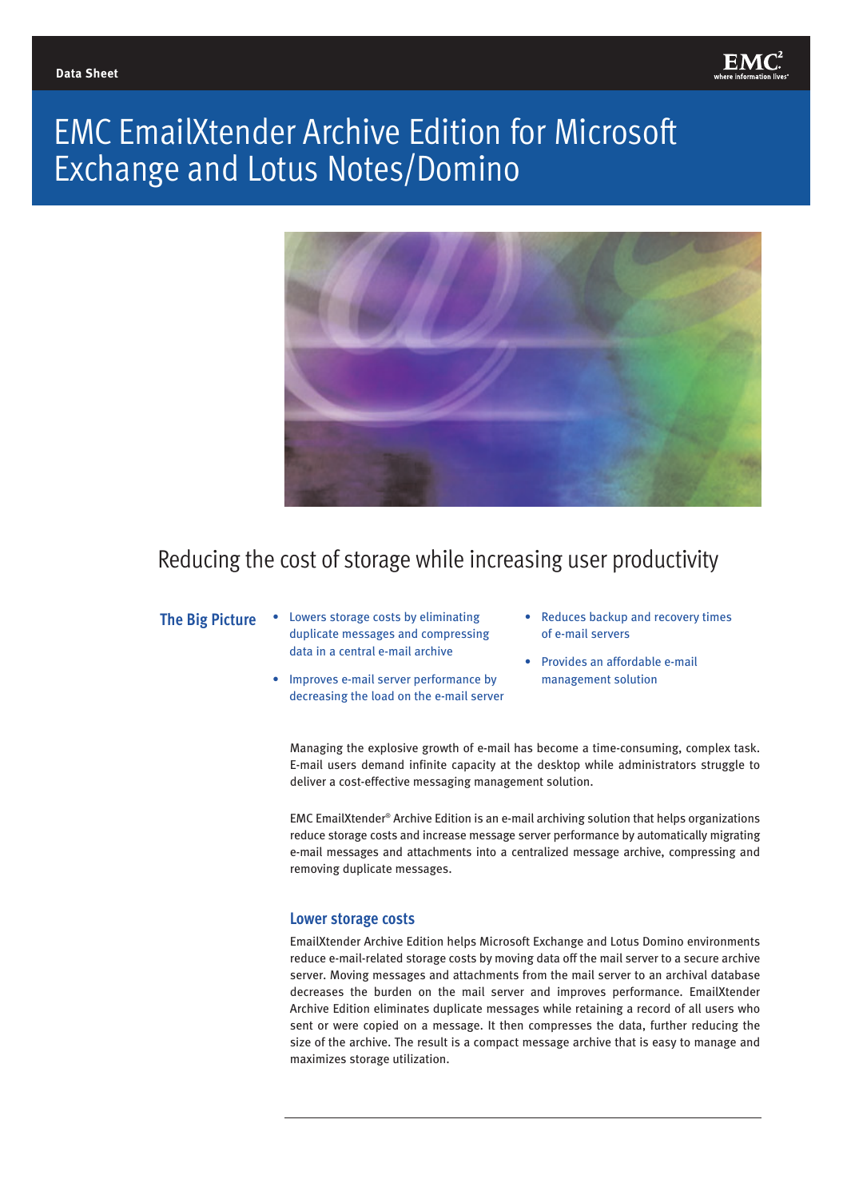Data Sheet

# EMC EmailXtender Archive Edition for Microsoft Exchange and Lotus Notes/Domino

## Reducing the cost of storage while increasing user productivity

### The Big Picture

- Lowers storage costs by eliminating duplicate messages and compressing data in a central e-mail archive
- Improves e-mail server performance by decreasing the load on the e-mail server
- Reduces backup and recovery times of e-mail servers
- Provides an affordable e-mail management solution

Managing the explosive growth of e-mail has become a time-consuming, complex task. E-mail users demand infinite capacity at the desktop while administrators struggle to deliver a cost-effective messaging management solution.

EMC EmailXtender® Archive Edition is an e-mail archiving solution that helps organizations reduce storage costs and increase message server performance by automatically migrating e-mail messages and attachments into a centralized message archive, compressing and removing duplicate messages.

### Lower storage costs

EmailXtender Archive Edition helps Microsoft Exchange and Lotus Domino environments reduce e-mail-related storage costs by moving data off the mail server to a secure archive server. Moving messages and attachments from the mail server to an archival database decreases the burden on the mail server and improves performance. EmailXtender Archive Edition eliminates duplicate messages while retaining a record of all users who sent or were copied on a message. It then compresses the data, further reducing the size of the archive. The result is a compact message archive that is easy to manage and maximizes storage utilization.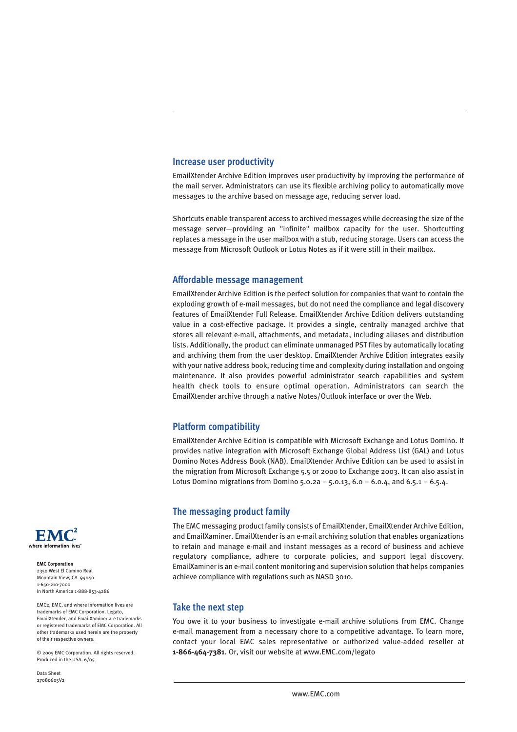## Increase user productivity

EmailXtender Archive Edition improves user productivity by improving the performance of the mail server. Administrators can use its flexible archiving policy to automatically move messages to the archive based on message age, reducing server load.

Shortcuts enable transparent access to archived messages while decreasing the size of the message server—providing an "infinite" mailbox capacity for the user. Shortcutting replaces a message in the user mailbox with a stub, reducing storage. Users can access the message from Microsoft Outlook or Lotus Notes as if it were still in their mailbox.

## Affordable message management

EmailXtender Archive Edition is the perfect solution for companies that want to contain the exploding growth of e-mail messages, but do not need the compliance and legal discovery features of EmailXtender Full Release. EmailXtender Archive Edition delivers outstanding value in a cost-effective package. It provides a single, centrally managed archive that stores all relevant e-mail, attachments, and metadata, including aliases and distribution lists. Additionally, the product can eliminate unmanaged PST files by automatically locating and archiving them from the user desktop. EmailXtender Archive Edition integrates easily with your native address book, reducing time and complexity during installation and ongoing maintenance. It also provides powerful administrator search capabilities and system health check tools to ensure optimal operation. Administrators can search the EmailXtender archive through a native Notes/Outlook interface or over the Web.

## Platform compatibility

EmailXtender Archive Edition is compatible with Microsoft Exchange and Lotus Domino. It provides native integration with Microsoft Exchange Global Address List (GAL) and Lotus Domino Notes Address Book (NAB). EmailXtender Archive Edition can be used to assist in the migration from Microsoft Exchange 5.5 or 2000 to Exchange 2003. It can also assist in Lotus Domino migrations from Domino 5.0.2a – 5.0.13, 6.0 – 6.0.4, and 6.5.1 – 6.5.4.

## The messaging product family

The EMC messaging product family consists of EmailXtender, EmailXtender Archive Edition, and EmailXaminer. EmailXtender is an e-mail archiving solution that enables organizations to retain and manage e-mail and instant messages as a record of business and achieve regulatory compliance, adhere to corporate policies, and support legal discovery. EmailXaminer is an e-mail content monitoring and supervision solution that helps companies achieve compliance with regulations such as NASD 3010.

## Take the next step

You owe it to your business to investigate e-mail archive solutions from EMC. Change e-mail management from a necessary chore to a competitive advantage. To learn more, contact your local EMC sales representative or authorized value-added reseller at **1-866-464-7381**. Or, visit our website at www.EMC.com/legato

EMC² where information lives®

**EMC Corporation**
2350 West El Camino Real
Mountain View, CA 94040
1-650-210-7000
In North America 1-888-853-4286

EMC2, EMC, and where information lives are trademarks of EMC Corporation. Legato, EmailXtender, and EmailXaminer are trademarks or registered trademarks of EMC Corporation. All other trademarks used herein are the property of their respective owners.

© 2005 EMC Corporation. All rights reserved. Produced in the USA. 6/05

Data Sheet
27080605V2

www.EMC.com